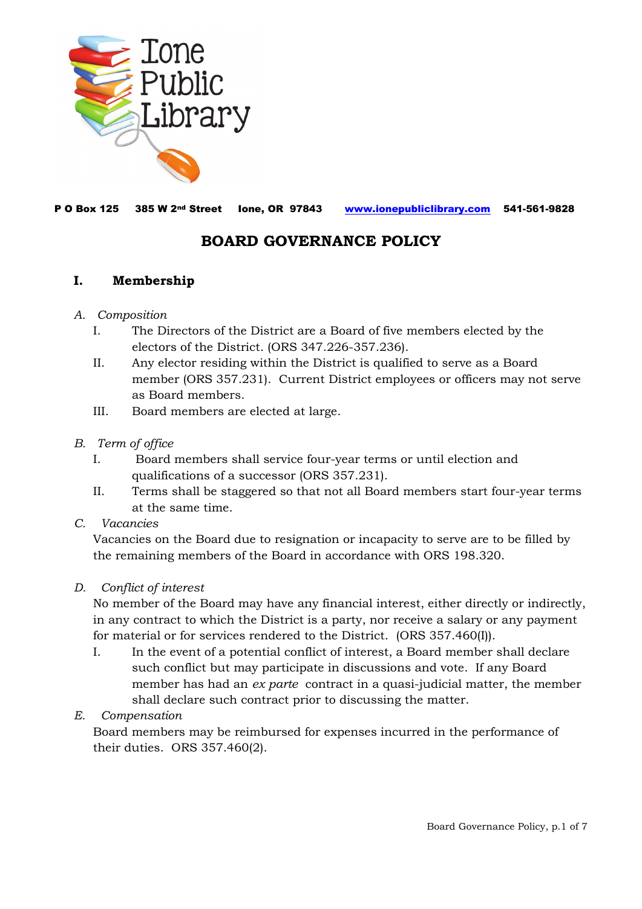Ione Public Library

**P O Box 125 385 W 2nd Street Ione, OR 97843 www.ionepubliclibrary.com 541-561-9828**

# BOARD GOVERNANCE POLICY

## I. Membership

*A. Composition*

I. The Directors of the District are a Board of five members elected by the electors of the District. (ORS 347.226-357.236).

II. Any elector residing within the District is qualified to serve as a Board member (ORS 357.231). Current District employees or officers may not serve as Board members.

III. Board members are elected at large.

*B. Term of office*

I. Board members shall service four-year terms or until election and qualifications of a successor (ORS 357.231).

II. Terms shall be staggered so that not all Board members start four-year terms at the same time.

*C. Vacancies*

Vacancies on the Board due to resignation or incapacity to serve are to be filled by the remaining members of the Board in accordance with ORS 198.320.

*D. Conflict of interest*

No member of the Board may have any financial interest, either directly or indirectly, in any contract to which the District is a party, nor receive a salary or any payment for material or for services rendered to the District. (ORS 357.460(I)).

I. In the event of a potential conflict of interest, a Board member shall declare such conflict but may participate in discussions and vote. If any Board member has had an *ex parte* contract in a quasi-judicial matter, the member shall declare such contract prior to discussing the matter.

*E. Compensation*

Board members may be reimbursed for expenses incurred in the performance of their duties. ORS 357.460(2).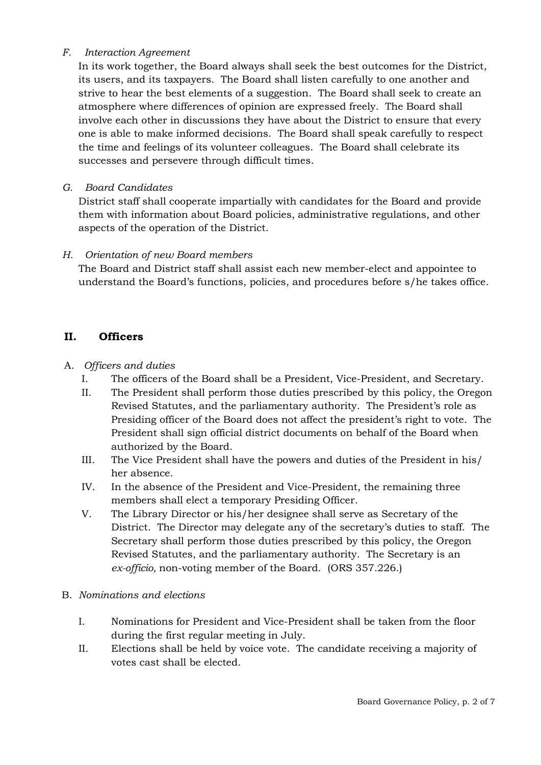*F. Interaction Agreement*

In its work together, the Board always shall seek the best outcomes for the District, its users, and its taxpayers. The Board shall listen carefully to one another and strive to hear the best elements of a suggestion. The Board shall seek to create an atmosphere where differences of opinion are expressed freely. The Board shall involve each other in discussions they have about the District to ensure that every one is able to make informed decisions. The Board shall speak carefully to respect the time and feelings of its volunteer colleagues. The Board shall celebrate its successes and persevere through difficult times.

*G. Board Candidates*

District staff shall cooperate impartially with candidates for the Board and provide them with information about Board policies, administrative regulations, and other aspects of the operation of the District.

*H. Orientation of new Board members*

The Board and District staff shall assist each new member-elect and appointee to understand the Board's functions, policies, and procedures before s/he takes office.

## II. Officers

A. *Officers and duties*

I. The officers of the Board shall be a President, Vice-President, and Secretary.

II. The President shall perform those duties prescribed by this policy, the Oregon Revised Statutes, and the parliamentary authority. The President's role as Presiding officer of the Board does not affect the president's right to vote. The President shall sign official district documents on behalf of the Board when authorized by the Board.

III. The Vice President shall have the powers and duties of the President in his/ her absence.

IV. In the absence of the President and Vice-President, the remaining three members shall elect a temporary Presiding Officer.

V. The Library Director or his/her designee shall serve as Secretary of the District. The Director may delegate any of the secretary's duties to staff. The Secretary shall perform those duties prescribed by this policy, the Oregon Revised Statutes, and the parliamentary authority. The Secretary is an *ex-officio,* non-voting member of the Board. (ORS 357.226.)

B. *Nominations and elections*

I. Nominations for President and Vice-President shall be taken from the floor during the first regular meeting in July.

II. Elections shall be held by voice vote. The candidate receiving a majority of votes cast shall be elected.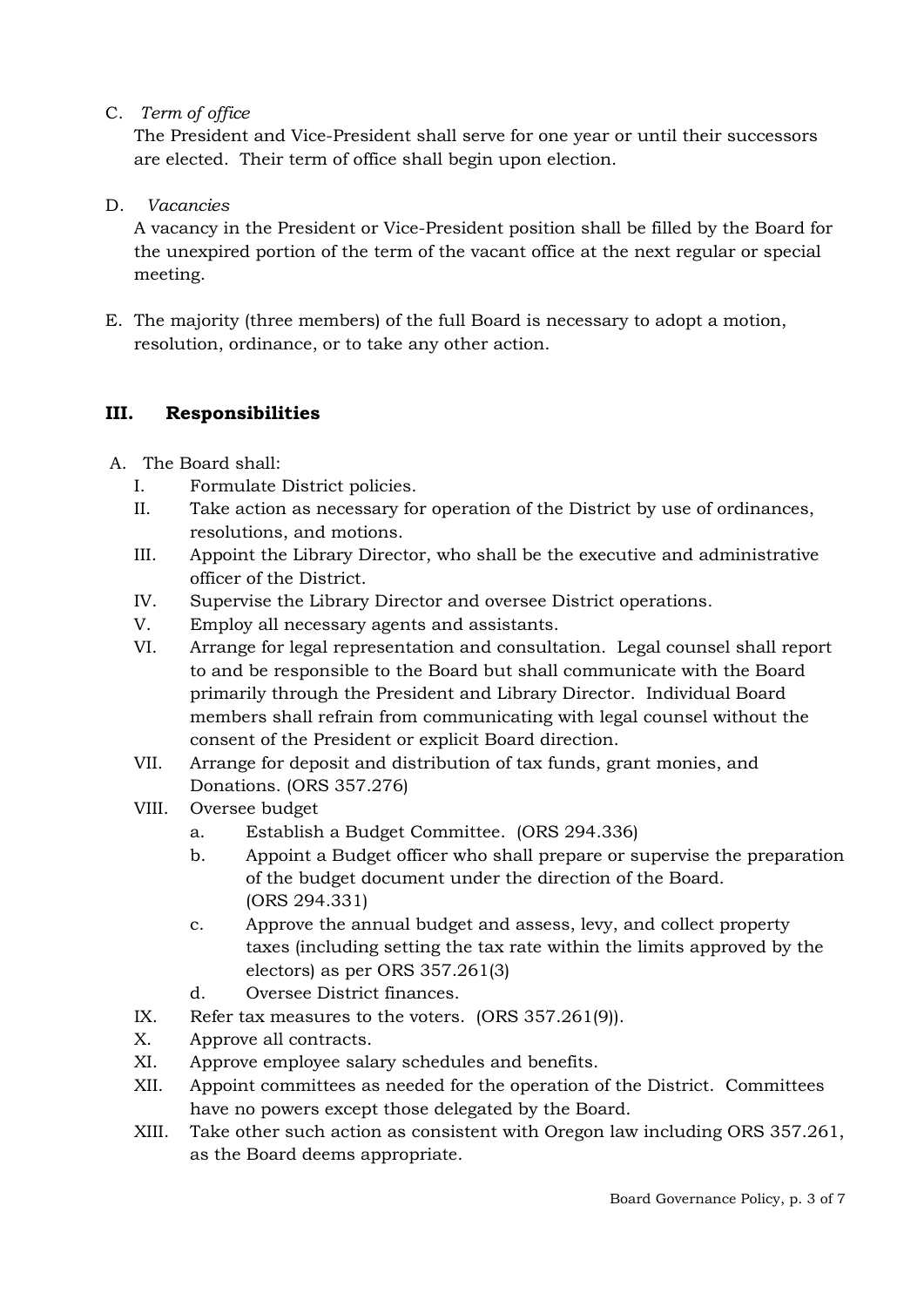C. *Term of office*

The President and Vice-President shall serve for one year or until their successors are elected. Their term of office shall begin upon election.

D. *Vacancies*

A vacancy in the President or Vice-President position shall be filled by the Board for the unexpired portion of the term of the vacant office at the next regular or special meeting.

E. The majority (three members) of the full Board is necessary to adopt a motion, resolution, ordinance, or to take any other action.

## III. Responsibilities

A. The Board shall:

I. Formulate District policies.

II. Take action as necessary for operation of the District by use of ordinances, resolutions, and motions.

III. Appoint the Library Director, who shall be the executive and administrative officer of the District.

IV. Supervise the Library Director and oversee District operations.

V. Employ all necessary agents and assistants.

VI. Arrange for legal representation and consultation. Legal counsel shall report to and be responsible to the Board but shall communicate with the Board primarily through the President and Library Director. Individual Board members shall refrain from communicating with legal counsel without the consent of the President or explicit Board direction.

VII. Arrange for deposit and distribution of tax funds, grant monies, and Donations. (ORS 357.276)

VIII. Oversee budget

   a. Establish a Budget Committee. (ORS 294.336)

   b. Appoint a Budget officer who shall prepare or supervise the preparation of the budget document under the direction of the Board. (ORS 294.331)

   c. Approve the annual budget and assess, levy, and collect property taxes (including setting the tax rate within the limits approved by the electors) as per ORS 357.261(3)

   d. Oversee District finances.

IX. Refer tax measures to the voters. (ORS 357.261(9)).

X. Approve all contracts.

XI. Approve employee salary schedules and benefits.

XII. Appoint committees as needed for the operation of the District. Committees have no powers except those delegated by the Board.

XIII. Take other such action as consistent with Oregon law including ORS 357.261, as the Board deems appropriate.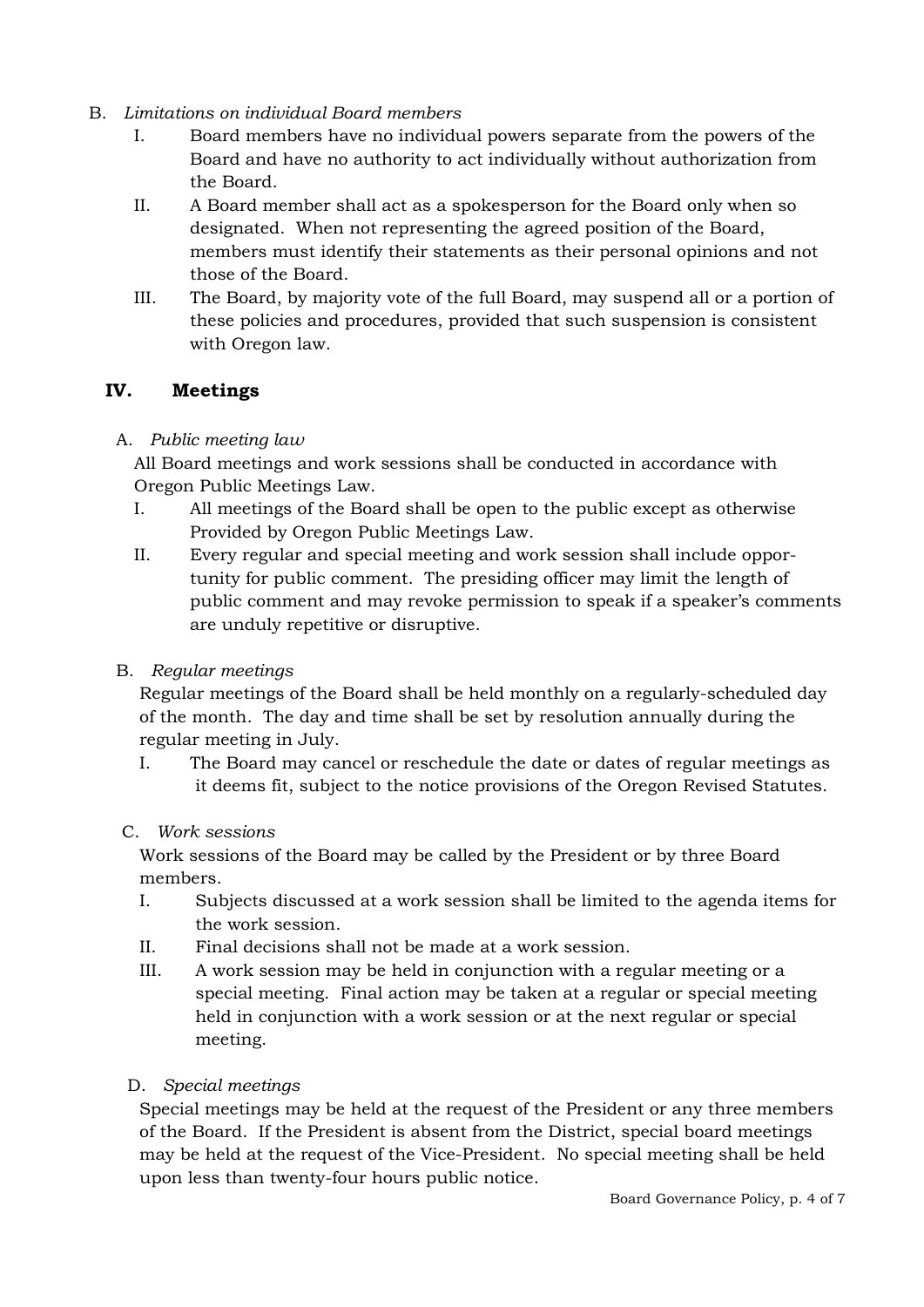B. *Limitations on individual Board members*

   I. Board members have no individual powers separate from the powers of the Board and have no authority to act individually without authorization from the Board.

   II. A Board member shall act as a spokesperson for the Board only when so designated. When not representing the agreed position of the Board, members must identify their statements as their personal opinions and not those of the Board.

   III. The Board, by majority vote of the full Board, may suspend all or a portion of these policies and procedures, provided that such suspension is consistent with Oregon law.

## IV. Meetings

A. *Public meeting law*

All Board meetings and work sessions shall be conducted in accordance with Oregon Public Meetings Law.

   I. All meetings of the Board shall be open to the public except as otherwise Provided by Oregon Public Meetings Law.

   II. Every regular and special meeting and work session shall include opportunity for public comment. The presiding officer may limit the length of public comment and may revoke permission to speak if a speaker's comments are unduly repetitive or disruptive.

B. *Regular meetings*

Regular meetings of the Board shall be held monthly on a regularly-scheduled day of the month. The day and time shall be set by resolution annually during the regular meeting in July.

   I. The Board may cancel or reschedule the date or dates of regular meetings as it deems fit, subject to the notice provisions of the Oregon Revised Statutes.

C. *Work sessions*

Work sessions of the Board may be called by the President or by three Board members.

   I. Subjects discussed at a work session shall be limited to the agenda items for the work session.

   II. Final decisions shall not be made at a work session.

   III. A work session may be held in conjunction with a regular meeting or a special meeting. Final action may be taken at a regular or special meeting held in conjunction with a work session or at the next regular or special meeting.

D. *Special meetings*

Special meetings may be held at the request of the President or any three members of the Board. If the President is absent from the District, special board meetings may be held at the request of the Vice-President. No special meeting shall be held upon less than twenty-four hours public notice.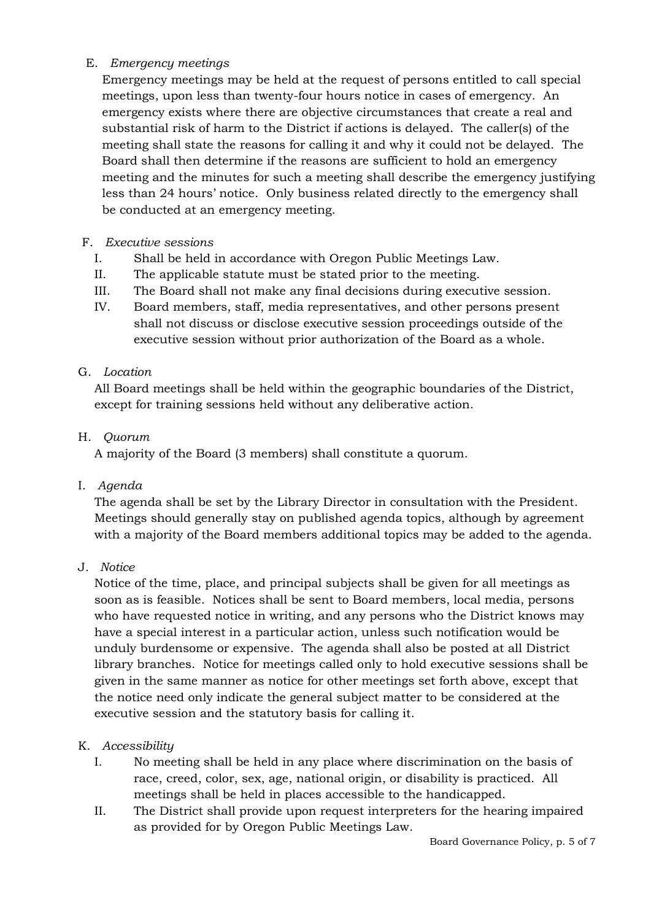E. *Emergency meetings*

Emergency meetings may be held at the request of persons entitled to call special meetings, upon less than twenty-four hours notice in cases of emergency. An emergency exists where there are objective circumstances that create a real and substantial risk of harm to the District if actions is delayed. The caller(s) of the meeting shall state the reasons for calling it and why it could not be delayed. The Board shall then determine if the reasons are sufficient to hold an emergency meeting and the minutes for such a meeting shall describe the emergency justifying less than 24 hours' notice. Only business related directly to the emergency shall be conducted at an emergency meeting.

F. *Executive sessions*

I. Shall be held in accordance with Oregon Public Meetings Law.
II. The applicable statute must be stated prior to the meeting.
III. The Board shall not make any final decisions during executive session.
IV. Board members, staff, media representatives, and other persons present shall not discuss or disclose executive session proceedings outside of the executive session without prior authorization of the Board as a whole.

G. *Location*

All Board meetings shall be held within the geographic boundaries of the District, except for training sessions held without any deliberative action.

H. *Quorum*

A majority of the Board (3 members) shall constitute a quorum.

I. *Agenda*

The agenda shall be set by the Library Director in consultation with the President. Meetings should generally stay on published agenda topics, although by agreement with a majority of the Board members additional topics may be added to the agenda.

J. *Notice*

Notice of the time, place, and principal subjects shall be given for all meetings as soon as is feasible. Notices shall be sent to Board members, local media, persons who have requested notice in writing, and any persons who the District knows may have a special interest in a particular action, unless such notification would be unduly burdensome or expensive. The agenda shall also be posted at all District library branches. Notice for meetings called only to hold executive sessions shall be given in the same manner as notice for other meetings set forth above, except that the notice need only indicate the general subject matter to be considered at the executive session and the statutory basis for calling it.

K. *Accessibility*

I. No meeting shall be held in any place where discrimination on the basis of race, creed, color, sex, age, national origin, or disability is practiced. All meetings shall be held in places accessible to the handicapped.
II. The District shall provide upon request interpreters for the hearing impaired as provided for by Oregon Public Meetings Law.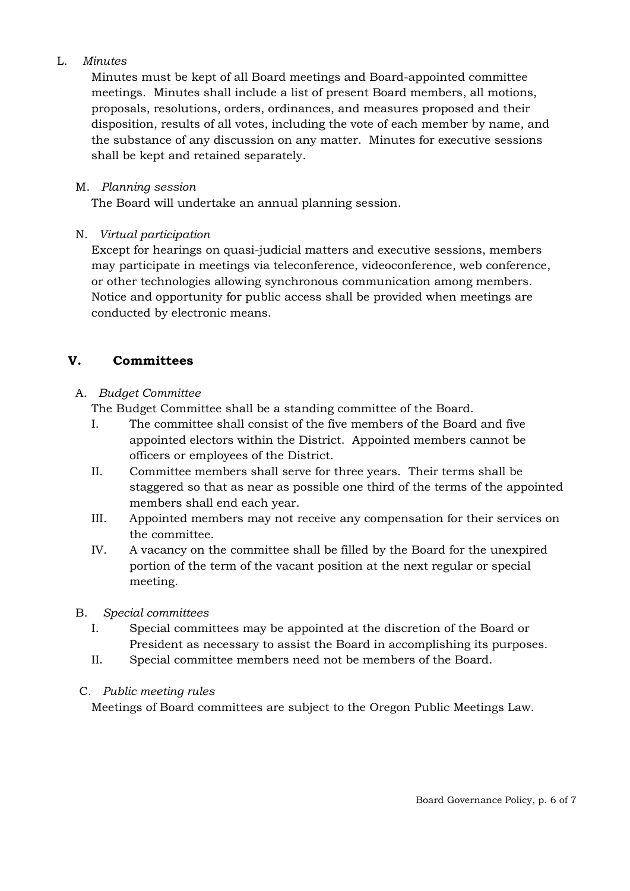L. *Minutes*

Minutes must be kept of all Board meetings and Board-appointed committee meetings. Minutes shall include a list of present Board members, all motions, proposals, resolutions, orders, ordinances, and measures proposed and their disposition, results of all votes, including the vote of each member by name, and the substance of any discussion on any matter. Minutes for executive sessions shall be kept and retained separately.

M. *Planning session*

The Board will undertake an annual planning session.

N. *Virtual participation*

Except for hearings on quasi-judicial matters and executive sessions, members may participate in meetings via teleconference, videoconference, web conference, or other technologies allowing synchronous communication among members. Notice and opportunity for public access shall be provided when meetings are conducted by electronic means.

## V. Committees

A. *Budget Committee*

The Budget Committee shall be a standing committee of the Board.

I. The committee shall consist of the five members of the Board and five appointed electors within the District. Appointed members cannot be officers or employees of the District.

II. Committee members shall serve for three years. Their terms shall be staggered so that as near as possible one third of the terms of the appointed members shall end each year.

III. Appointed members may not receive any compensation for their services on the committee.

IV. A vacancy on the committee shall be filled by the Board for the unexpired portion of the term of the vacant position at the next regular or special meeting.

B. *Special committees*

I. Special committees may be appointed at the discretion of the Board or President as necessary to assist the Board in accomplishing its purposes.

II. Special committee members need not be members of the Board.

C. *Public meeting rules*

Meetings of Board committees are subject to the Oregon Public Meetings Law.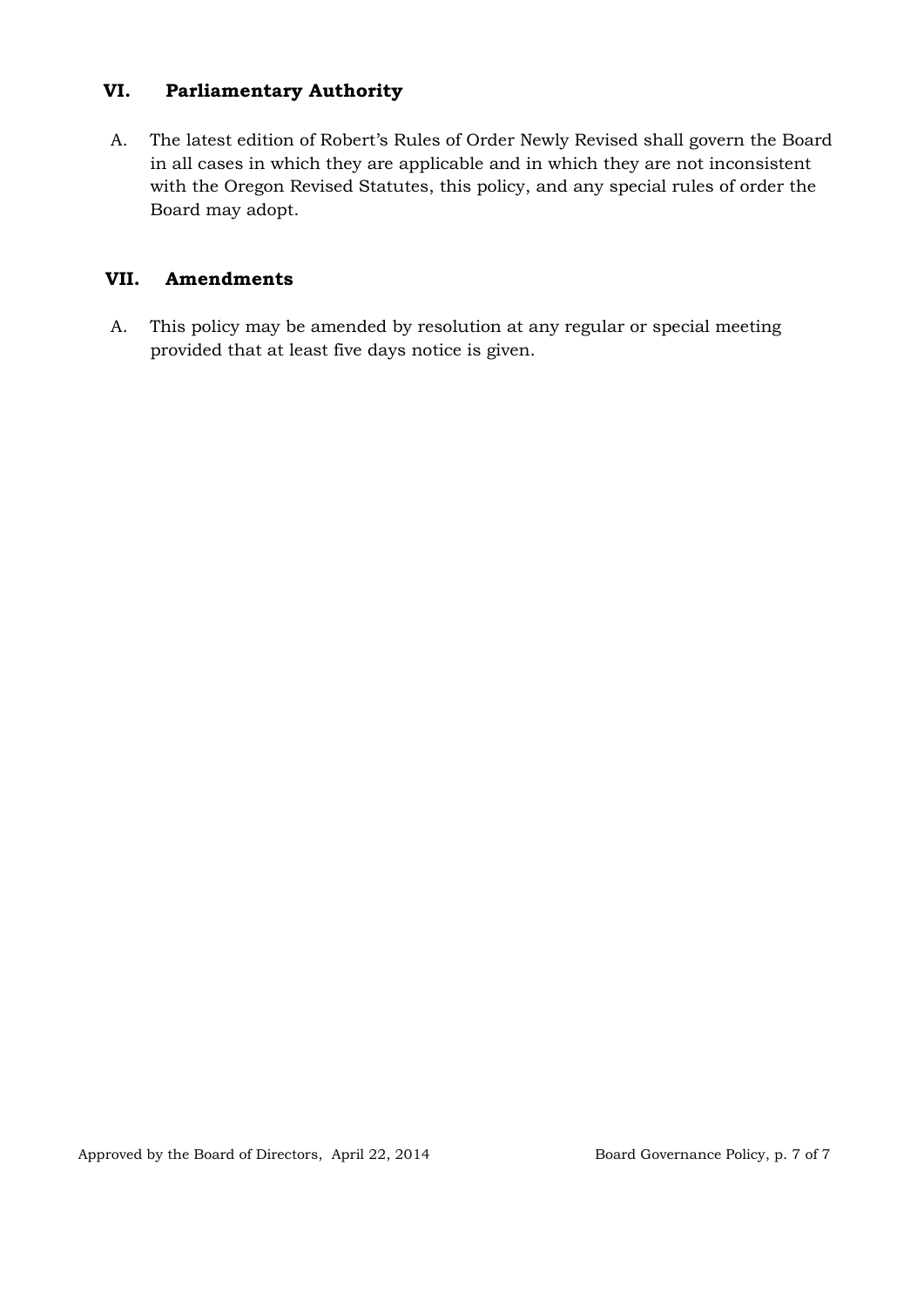## VI. Parliamentary Authority

A. The latest edition of Robert's Rules of Order Newly Revised shall govern the Board in all cases in which they are applicable and in which they are not inconsistent with the Oregon Revised Statutes, this policy, and any special rules of order the Board may adopt.

## VII. Amendments

A. This policy may be amended by resolution at any regular or special meeting provided that at least five days notice is given.